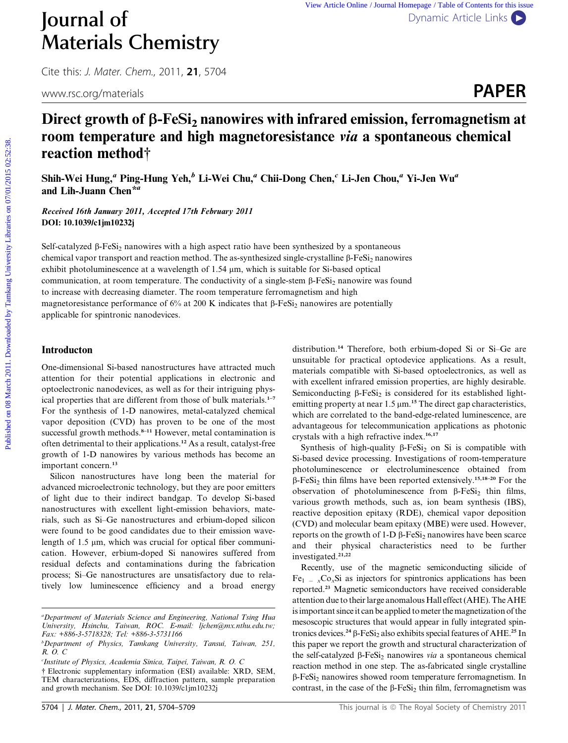# Direct growth of β-$FeSi_2$ nanowires with infrared emission, ferromagnetism at room temperature and high magnetoresistance *via* a spontaneous chemical reaction method†

**Shih-Wei Hung,[a] Ping-Hung Yeh,[b] Li-Wei Chu,[a] Chii-Dong Chen,[c] Li-Jen Chou,[a] Yi-Jen Wu[a] and Lih-Juann Chen*[a]**

*Received 16th January 2011, Accepted 17th February 2011*
**DOI: 10.1039/c1jm10232j**

Self-catalyzed β-$FeSi_2$ nanowires with a high aspect ratio have been synthesized by a spontaneous chemical vapor transport and reaction method. The as-synthesized single-crystalline β-$FeSi_2$ nanowires exhibit photoluminescence at a wavelength of 1.54 μm, which is suitable for Si-based optical communication, at room temperature. The conductivity of a single-stem β-$FeSi_2$ nanowire was found to increase with decreasing diameter. The room temperature ferromagnetism and high magnetoresistance performance of 6% at 200 K indicates that β-$FeSi_2$ nanowires are potentially applicable for spintronic nanodevices.

## Introducton

One-dimensional Si-based nanostructures have attracted much attention for their potential applications in electronic and optoelectronic nanodevices, as well as for their intriguing physical properties that are different from those of bulk materials.[1–7] For the synthesis of 1-D nanowires, metal-catalyzed chemical vapor deposition (CVD) has proven to be one of the most successful growth methods.[8–11] However, metal contamination is often detrimental to their applications.[12] As a result, catalyst-free growth of 1-D nanowires by various methods has become an important concern.[13]

Silicon nanostructures have long been the material for advanced microelectronic technology, but they are poor emitters of light due to their indirect bandgap. To develop Si-based nanostructures with excellent light-emission behaviors, materials, such as Si–Ge nanostructures and erbium-doped silicon were found to be good candidates due to their emission wavelength of 1.5 μm, which was crucial for optical fiber communication. However, erbium-doped Si nanowires suffered from residual defects and contaminations during the fabrication process; Si–Ge nanostructures are unsatisfactory due to relatively low luminescence efficiency and a broad energy distribution.[14] Therefore, both erbium-doped Si or Si–Ge are unsuitable for practical optodevice applications. As a result, materials compatible with Si-based optoelectronics, as well as with excellent infrared emission properties, are highly desirable. Semiconducting β-$FeSi_2$ is considered for its established light-emitting property at near 1.5 μm.[15] The direct gap characteristics, which are correlated to the band-edge-related luminescence, are advantageous for telecommunication applications as photonic crystals with a high refractive index.[16,17]

Synthesis of high-quality β-$FeSi_2$ on Si is compatible with Si-based device processing. Investigations of room-temperature photoluminescence or electroluminescence obtained from β-$FeSi_2$ thin films have been reported extensively.[15,18–20] For the observation of photoluminescence from β-$FeSi_2$ thin films, various growth methods, such as, ion beam synthesis (IBS), reactive deposition epitaxy (RDE), chemical vapor deposition (CVD) and molecular beam epitaxy (MBE) were used. However, reports on the growth of 1-D β-$FeSi_2$ nanowires have been scarce and their physical characteristics need to be further investigated.[21,22]

Recently, use of the magnetic semiconducting silicide of $Fe_{1-x}Co_xSi$ as injectors for spintronics applications has been reported.[23] Magnetic semiconductors have received considerable attention due to their large anomalous Hall effect (AHE). The AHE is important since it can be applied to meter the magnetization of the mesoscopic structures that would appear in fully integrated spintronics devices.[24] β-$FeSi_2$ also exhibits special features of AHE.[25] In this paper we report the growth and structural characterization of the self-catalyzed β-$FeSi_2$ nanowires *via* a spontaneous chemical reaction method in one step. The as-fabricated single crystalline β-$FeSi_2$ nanowires showed room temperature ferromagnetism. In contrast, in the case of the β-$FeSi_2$ thin film, ferromagnetism was

[a]Department of Materials Science and Engineering, National Tsing Hua University, Hsinchu, Taiwan, ROC. E-mail: ljchen@mx.nthu.edu.tw; Fax: +886-3-5718328; Tel: +886-3-5731166
[b]Department of Physics, Tamkang University, Tansui, Taiwan, 251, R. O. C
[c]Institute of Physics, Academia Sinica, Taipei, Taiwan, R. O. C
† Electronic supplementary information (ESI) available: XRD, SEM, TEM characterizations, EDS, diffraction pattern, sample preparation and growth mechanism. See DOI: 10.1039/c1jm10232j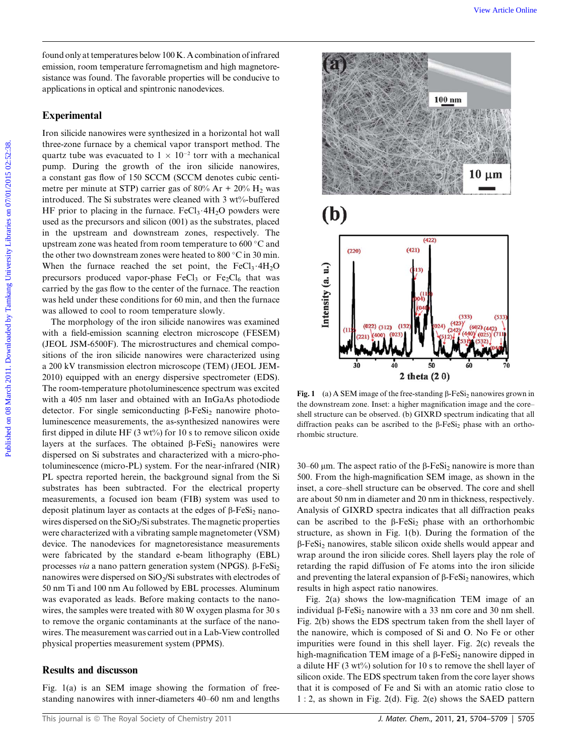found only at temperatures below 100 K. A combination of infrared emission, room temperature ferromagnetism and high magnetoresistance was found. The favorable properties will be conducive to applications in optical and spintronic nanodevices.

## Experimental

Iron silicide nanowires were synthesized in a horizontal hot wall three-zone furnace by a chemical vapor transport method. The quartz tube was evacuated to $1 \times 10^{-2}$ torr with a mechanical pump. During the growth of the iron silicide nanowires, a constant gas flow of 150 SCCM (SCCM denotes cubic centimetre per minute at STP) carrier gas of 80% Ar + 20% $H_2$ was introduced. The Si substrates were cleaned with 3 wt%-buffered HF prior to placing in the furnace. $FeCl_3 \cdot 4H_2O$ powders were used as the precursors and silicon (001) as the substrates, placed in the upstream and downstream zones, respectively. The upstream zone was heated from room temperature to 600 °C and the other two downstream zones were heated to 800 °C in 30 min. When the furnace reached the set point, the $FeCl_3 \cdot 4H_2O$ precursors produced vapor-phase $FeCl_3$ or $Fe_2Cl_6$ that was carried by the gas flow to the center of the furnace. The reaction was held under these conditions for 60 min, and then the furnace was allowed to cool to room temperature slowly.

The morphology of the iron silicide nanowires was examined with a field-emission scanning electron microscope (FESEM) (JEOL JSM-6500F). The microstructures and chemical compositions of the iron silicide nanowires were characterized using a 200 kV transmission electron microscope (TEM) (JEOL JEM-2010) equipped with an energy dispersive spectrometer (EDS). The room-temperature photoluminescence spectrum was excited with a 405 nm laser and obtained with an InGaAs photodiode detector. For single semiconducting β-$FeSi_2$ nanowire photoluminescence measurements, the as-synthesized nanowires were first dipped in dilute HF (3 wt%) for 10 s to remove silicon oxide layers at the surfaces. The obtained β-$FeSi_2$ nanowires were dispersed on Si substrates and characterized with a micro-photoluminescence (micro-PL) system. For the near-infrared (NIR) PL spectra reported herein, the background signal from the Si substrates has been subtracted. For the electrical property measurements, a focused ion beam (FIB) system was used to deposit platinum layer as contacts at the edges of β-$FeSi_2$ nanowires dispersed on the $SiO_2$/Si substrates. The magnetic properties were characterized with a vibrating sample magnetometer (VSM) device. The nanodevices for magnetoresistance measurements were fabricated by the standard e-beam lithography (EBL) processes *via* a nano pattern generation system (NPGS). β-$FeSi_2$ nanowires were dispersed on $SiO_2$/Si substrates with electrodes of 50 nm Ti and 100 nm Au followed by EBL processes. Aluminum was evaporated as leads. Before making contacts to the nanowires, the samples were treated with 80 W oxygen plasma for 30 s to remove the organic contaminants at the surface of the nanowires. The measurement was carried out in a Lab-View controlled physical properties measurement system (PPMS).

## Results and discussion

Fig. 1(a) is an SEM image showing the formation of free-standing nanowires with inner-diameters 40–60 nm and lengths 30–60 μm. The aspect ratio of the β-$FeSi_2$ nanowire is more than 500. From the high-magnification SEM image, as shown in the inset, a core–shell structure can be observed. The core and shell are about 50 nm in diameter and 20 nm in thickness, respectively. Analysis of GIXRD spectra indicates that all diffraction peaks can be ascribed to the β-$FeSi_2$ phase with an orthorhombic structure, as shown in Fig. 1(b). During the formation of the β-$FeSi_2$ nanowires, stable silicon oxide shells would appear and wrap around the iron silicide cores. Shell layers play the role of retarding the rapid diffusion of Fe atoms into the iron silicide and preventing the lateral expansion of β-$FeSi_2$ nanowires, which results in high aspect ratio nanowires.

**Fig. 1** (a) A SEM image of the free-standing β-$FeSi_2$ nanowires grown in the downstream zone. Inset: a higher magnification image and the core–shell structure can be observed. (b) GIXRD spectrum indicating that all diffraction peaks can be ascribed to the β-$FeSi_2$ phase with an orthorhombic structure.

Fig. 2(a) shows the low-magnification TEM image of an individual β-$FeSi_2$ nanowire with a 33 nm core and 30 nm shell. Fig. 2(b) shows the EDS spectrum taken from the shell layer of the nanowire, which is composed of Si and O. No Fe or other impurities were found in this shell layer. Fig. 2(c) reveals the high-magnification TEM image of a β-$FeSi_2$ nanowire dipped in a dilute HF (3 wt%) solution for 10 s to remove the shell layer of silicon oxide. The EDS spectrum taken from the core layer shows that it is composed of Fe and Si with an atomic ratio close to 1 : 2, as shown in Fig. 2(d). Fig. 2(e) shows the SAED pattern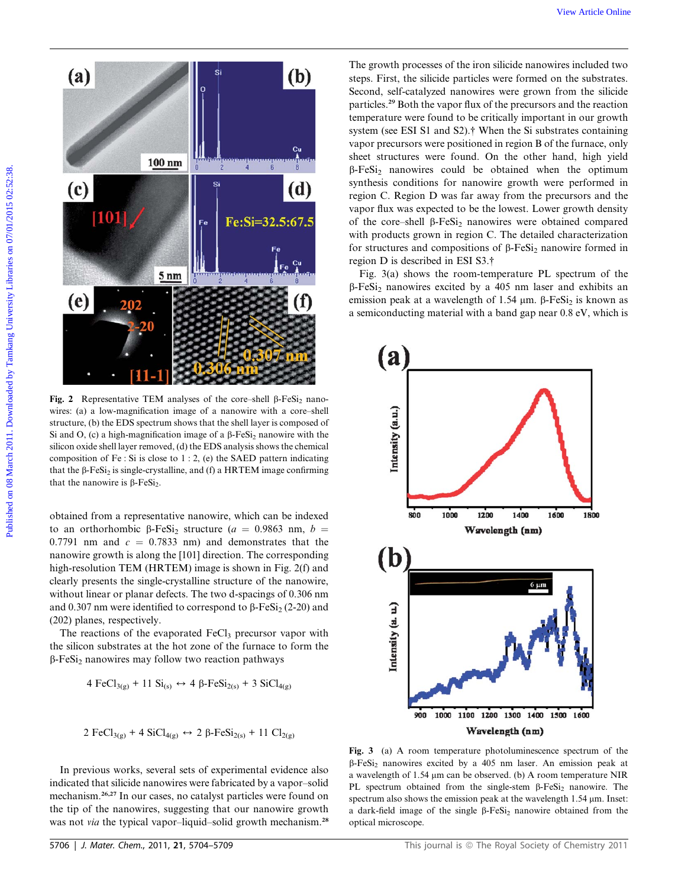**Fig. 2** Representative TEM analyses of the core–shell β-$FeSi_2$ nanowires: (a) a low-magnification image of a nanowire with a core–shell structure, (b) the EDS spectrum shows that the shell layer is composed of Si and O, (c) a high-magnification image of a β-$FeSi_2$ nanowire with the silicon oxide shell layer removed, (d) the EDS analysis shows the chemical composition of Fe : Si is close to 1 : 2, (e) the SAED pattern indicating that the β-$FeSi_2$ is single-crystalline, and (f) a HRTEM image confirming that the nanowire is β-$FeSi_2$.

obtained from a representative nanowire, which can be indexed to an orthorhombic β-$FeSi_2$ structure ($a$ = 0.9863 nm, $b$ = 0.7791 nm and $c$ = 0.7833 nm) and demonstrates that the nanowire growth is along the [101] direction. The corresponding high-resolution TEM (HRTEM) image is shown in Fig. 2(f) and clearly presents the single-crystalline structure of the nanowire, without linear or planar defects. The two d-spacings of 0.306 nm and 0.307 nm were identified to correspond to β-$FeSi_2$ (2-20) and (202) planes, respectively.

The reactions of the evaporated $FeCl_3$ precursor vapor with the silicon substrates at the hot zone of the furnace to form the β-$FeSi_2$ nanowires may follow two reaction pathways

$$4\ FeCl_{3(g)} + 11\ Si_{(s)} \leftrightarrow 4\ \beta\text{-}FeSi_{2(s)} + 3\ SiCl_{4(g)}$$

$$2\ FeCl_{3(g)} + 4\ SiCl_{4(g)} \leftrightarrow 2\ \beta\text{-}FeSi_{2(s)} + 11\ Cl_{2(g)}$$

In previous works, several sets of experimental evidence also indicated that silicide nanowires were fabricated by a vapor–solid mechanism.[26,27] In our cases, no catalyst particles were found on the tip of the nanowires, suggesting that our nanowire growth was not *via* the typical vapor–liquid–solid growth mechanism.[28]

The growth processes of the iron silicide nanowires included two steps. First, the silicide particles were formed on the substrates. Second, self-catalyzed nanowires were grown from the silicide particles.[29] Both the vapor flux of the precursors and the reaction temperature were found to be critically important in our growth system (see ESI S1 and S2).† When the Si substrates containing vapor precursors were positioned in region B of the furnace, only sheet structures were found. On the other hand, high yield β-$FeSi_2$ nanowires could be obtained when the optimum synthesis conditions for nanowire growth were performed in region C. Region D was far away from the precursors and the vapor flux was expected to be the lowest. Lower growth density of the core–shell β-$FeSi_2$ nanowires were obtained compared with products grown in region C. The detailed characterization for structures and compositions of β-$FeSi_2$ nanowire formed in region D is described in ESI S3.†

Fig. 3(a) shows the room-temperature PL spectrum of the β-$FeSi_2$ nanowires excited by a 405 nm laser and exhibits an emission peak at a wavelength of 1.54 μm. β-$FeSi_2$ is known as a semiconducting material with a band gap near 0.8 eV, which is

**Fig. 3** (a) A room temperature photoluminescence spectrum of the β-$FeSi_2$ nanowires excited by a 405 nm laser. An emission peak at a wavelength of 1.54 μm can be observed. (b) A room temperature NIR PL spectrum obtained from the single-stem β-$FeSi_2$ nanowire. The spectrum also shows the emission peak at the wavelength 1.54 μm. Inset: a dark-field image of the single β-$FeSi_2$ nanowire obtained from the optical microscope.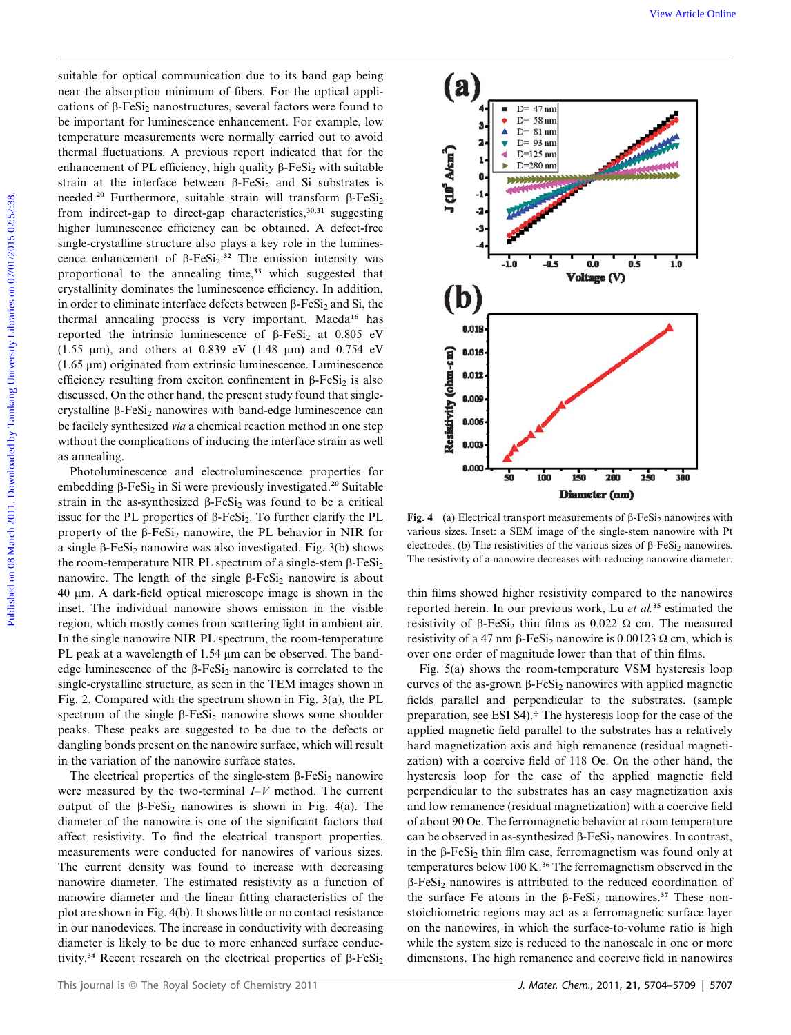suitable for optical communication due to its band gap being near the absorption minimum of fibers. For the optical applications of β-$FeSi_2$ nanostructures, several factors were found to be important for luminescence enhancement. For example, low temperature measurements were normally carried out to avoid thermal fluctuations. A previous report indicated that for the enhancement of PL efficiency, high quality β-$FeSi_2$ with suitable strain at the interface between β-$FeSi_2$ and Si substrates is needed.[20] Furthermore, suitable strain will transform β-$FeSi_2$ from indirect-gap to direct-gap characteristics,[30,31] suggesting higher luminescence efficiency can be obtained. A defect-free single-crystalline structure also plays a key role in the luminescence enhancement of β-$FeSi_2$.[32] The emission intensity was proportional to the annealing time,[33] which suggested that crystallinity dominates the luminescence efficiency. In addition, in order to eliminate interface defects between β-$FeSi_2$ and Si, the thermal annealing process is very important. Maeda[16] has reported the intrinsic luminescence of β-$FeSi_2$ at 0.805 eV (1.55 μm), and others at 0.839 eV (1.48 μm) and 0.754 eV (1.65 μm) originated from extrinsic luminescence. Luminescence efficiency resulting from exciton confinement in β-$FeSi_2$ is also discussed. On the other hand, the present study found that single-crystalline β-$FeSi_2$ nanowires with band-edge luminescence can be facilely synthesized *via* a chemical reaction method in one step without the complications of inducing the interface strain as well as annealing.

Photoluminescence and electroluminescence properties for embedding β-$FeSi_2$ in Si were previously investigated.[20] Suitable strain in the as-synthesized β-$FeSi_2$ was found to be a critical issue for the PL properties of β-$FeSi_2$. To further clarify the PL property of the β-$FeSi_2$ nanowire, the PL behavior in NIR for a single β-$FeSi_2$ nanowire was also investigated. Fig. 3(b) shows the room-temperature NIR PL spectrum of a single-stem β-$FeSi_2$ nanowire. The length of the single β-$FeSi_2$ nanowire is about 40 μm. A dark-field optical microscope image is shown in the inset. The individual nanowire shows emission in the visible region, which mostly comes from scattering light in ambient air. In the single nanowire NIR PL spectrum, the room-temperature PL peak at a wavelength of 1.54 μm can be observed. The band-edge luminescence of the β-$FeSi_2$ nanowire is correlated to the single-crystalline structure, as seen in the TEM images shown in Fig. 2. Compared with the spectrum shown in Fig. 3(a), the PL spectrum of the single β-$FeSi_2$ nanowire shows some shoulder peaks. These peaks are suggested to be due to the defects or dangling bonds present on the nanowire surface, which will result in the variation of the nanowire surface states.

The electrical properties of the single-stem β-$FeSi_2$ nanowire were measured by the two-terminal *I–V* method. The current output of the β-$FeSi_2$ nanowires is shown in Fig. 4(a). The diameter of the nanowire is one of the significant factors that affect resistivity. To find the electrical transport properties, measurements were conducted for nanowires of various sizes. The current density was found to increase with decreasing nanowire diameter. The estimated resistivity as a function of nanowire diameter and the linear fitting characteristics of the plot are shown in Fig. 4(b). It shows little or no contact resistance in our nanodevices. The increase in conductivity with decreasing diameter is likely to be due to more enhanced surface conductivity.[34] Recent research on the electrical properties of β-$FeSi_2$ thin films showed higher resistivity compared to the nanowires reported herein. In our previous work, Lu *et al.*[35] estimated the resistivity of β-$FeSi_2$ thin films as 0.022 Ω cm. The measured resistivity of a 47 nm β-$FeSi_2$ nanowire is 0.00123 Ω cm, which is over one order of magnitude lower than that of thin films.

**Fig. 4** (a) Electrical transport measurements of β-$FeSi_2$ nanowires with various sizes. Inset: a SEM image of the single-stem nanowire with Pt electrodes. (b) The resistivities of the various sizes of β-$FeSi_2$ nanowires. The resistivity of a nanowire decreases with reducing nanowire diameter.

Fig. 5(a) shows the room-temperature VSM hysteresis loop curves of the as-grown β-$FeSi_2$ nanowires with applied magnetic fields parallel and perpendicular to the substrates. (sample preparation, see ESI S4).† The hysteresis loop for the case of the applied magnetic field parallel to the substrates has a relatively hard magnetization axis and high remanence (residual magnetization) with a coercive field of 118 Oe. On the other hand, the hysteresis loop for the case of applied magnetic field perpendicular to the substrates has an easy magnetization axis and low remanence (residual magnetization) with a coercive field of about 90 Oe. The ferromagnetic behavior at room temperature can be observed in as-synthesized β-$FeSi_2$ nanowires. In contrast, in the β-$FeSi_2$ thin film case, ferromagnetism was found only at temperatures below 100 K.[36] The ferromagnetism observed in the β-$FeSi_2$ nanowires is attributed to the reduced coordination of the surface Fe atoms in the β-$FeSi_2$ nanowires.[37] These non-stoichiometric regions may act as a ferromagnetic surface layer on the nanowires, in which the surface-to-volume ratio is high while the system size is reduced to the nanoscale in one or more dimensions. The high remanence and coercive field in nanowires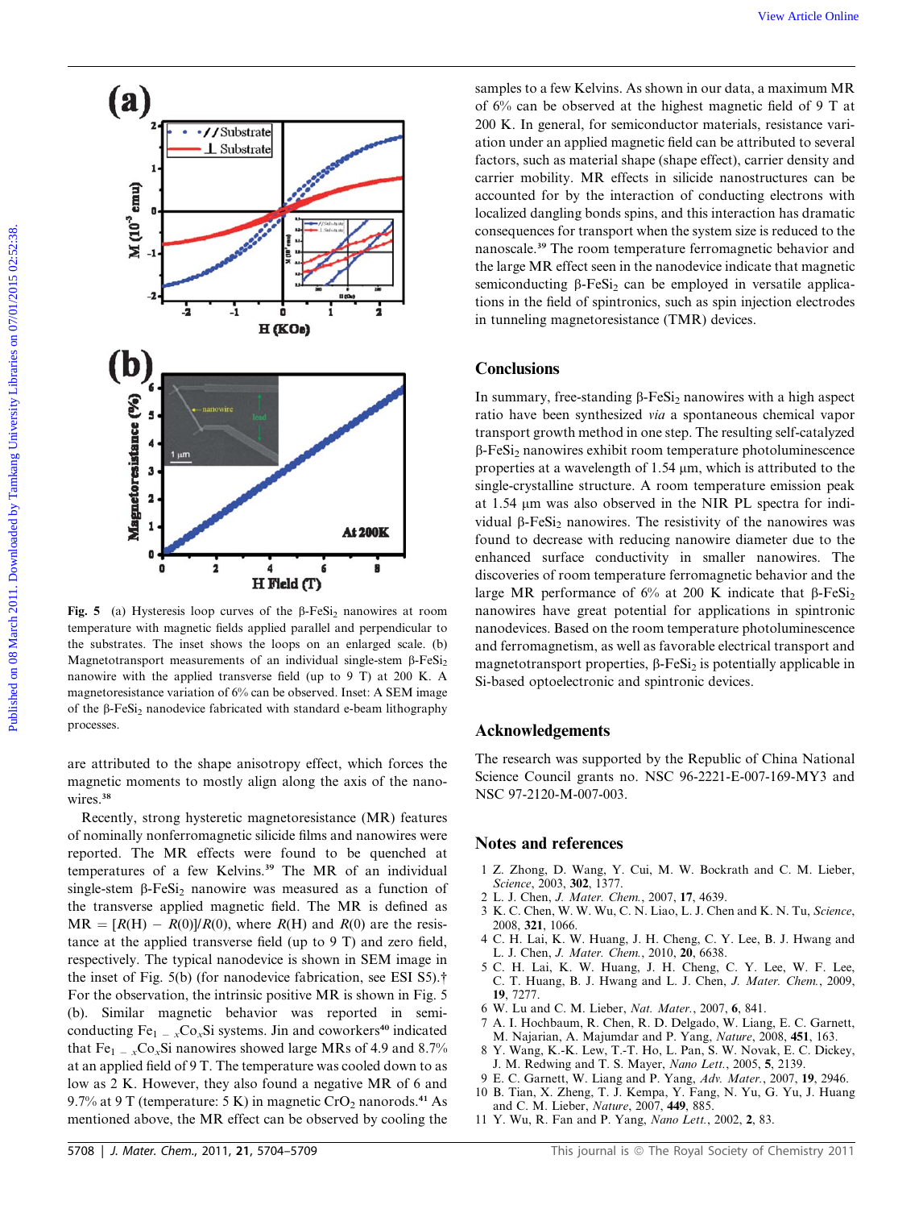Fig. 5 (a) Hysteresis loop curves of the β-$FeSi_2$ nanowires at room temperature with magnetic fields applied parallel and perpendicular to the substrates. The inset shows the loops on an enlarged scale. (b) Magnetotransport measurements of an individual single-stem β-$FeSi_2$ nanowire with the applied transverse field (up to 9 T) at 200 K. A magnetoresistance variation of 6% can be observed. Inset: A SEM image of the β-$FeSi_2$ nanodevice fabricated with standard e-beam lithography processes.

are attributed to the shape anisotropy effect, which forces the magnetic moments to mostly align along the axis of the nanowires.[38]

Recently, strong hysteretic magnetoresistance (MR) features of nominally nonferromagnetic silicide films and nanowires were reported. The MR effects were found to be quenched at temperatures of a few Kelvins.[39] The MR of an individual single-stem β-$FeSi_2$ nanowire was measured as a function of the transverse applied magnetic field. The MR is defined as $MR = [R(H) - R(0)]/R(0)$, where $R(H)$ and $R(0)$ are the resistance at the applied transverse field (up to 9 T) and zero field, respectively. The typical nanodevice is shown in SEM image in the inset of Fig. 5(b) (for nanodevice fabrication, see ESI S5).† For the observation, the intrinsic positive MR is shown in Fig. 5 (b). Similar magnetic behavior was reported in semiconducting $Fe_{1-x}Co_xSi$ systems. Jin and coworkers[40] indicated that $Fe_{1-x}Co_xSi$ nanowires showed large MRs of 4.9 and 8.7% at an applied field of 9 T. The temperature was cooled down to as low as 2 K. However, they also found a negative MR of 6 and 9.7% at 9 T (temperature: 5 K) in magnetic $CrO_2$ nanorods.[41] As mentioned above, the MR effect can be observed by cooling the samples to a few Kelvins. As shown in our data, a maximum MR of 6% can be observed at the highest magnetic field of 9 T at 200 K. In general, for semiconductor materials, resistance variation under an applied magnetic field can be attributed to several factors, such as material shape (shape effect), carrier density and carrier mobility. MR effects in silicide nanostructures can be accounted for by the interaction of conducting electrons with localized dangling bonds spins, and this interaction has dramatic consequences for transport when the system size is reduced to the nanoscale.[39] The room temperature ferromagnetic behavior and the large MR effect seen in the nanodevice indicate that magnetic semiconducting β-$FeSi_2$ can be employed in versatile applications in the field of spintronics, such as spin injection electrodes in tunneling magnetoresistance (TMR) devices.

## Conclusions

In summary, free-standing β-$FeSi_2$ nanowires with a high aspect ratio have been synthesized *via* a spontaneous chemical vapor transport growth method in one step. The resulting self-catalyzed β-$FeSi_2$ nanowires exhibit room temperature photoluminescence properties at a wavelength of 1.54 μm, which is attributed to the single-crystalline structure. A room temperature emission peak at 1.54 μm was also observed in the NIR PL spectra for individual β-$FeSi_2$ nanowires. The resistivity of the nanowires was found to decrease with reducing nanowire diameter due to the enhanced surface conductivity in smaller nanowires. The discoveries of room temperature ferromagnetic behavior and the large MR performance of 6% at 200 K indicate that β-$FeSi_2$ nanowires have great potential for applications in spintronic nanodevices. Based on the room temperature photoluminescence and ferromagnetism, as well as favorable electrical transport and magnetotransport properties, β-$FeSi_2$ is potentially applicable in Si-based optoelectronic and spintronic devices.

## Acknowledgements

The research was supported by the Republic of China National Science Council grants no. NSC 96-2221-E-007-169-MY3 and NSC 97-2120-M-007-003.

## Notes and references

1 Z. Zhong, D. Wang, Y. Cui, M. W. Bockrath and C. M. Lieber, *Science*, 2003, **302**, 1377.
2 L. J. Chen, *J. Mater. Chem.*, 2007, **17**, 4639.
3 K. C. Chen, W. W. Wu, C. N. Liao, L. J. Chen and K. N. Tu, *Science*, 2008, **321**, 1066.
4 C. H. Lai, K. W. Huang, J. H. Cheng, C. Y. Lee, B. J. Hwang and L. J. Chen, *J. Mater. Chem.*, 2010, **20**, 6638.
5 C. H. Lai, K. W. Huang, J. H. Cheng, C. Y. Lee, W. F. Lee, C. T. Huang, B. J. Hwang and L. J. Chen, *J. Mater. Chem.*, 2009, **19**, 7277.
6 W. Lu and C. M. Lieber, *Nat. Mater.*, 2007, **6**, 841.
7 A. I. Hochbaum, R. Chen, R. D. Delgado, W. Liang, E. C. Garnett, M. Najarian, A. Majumdar and P. Yang, *Nature*, 2008, **451**, 163.
8 Y. Wang, K.-K. Lew, T.-T. Ho, L. Pan, S. W. Novak, E. C. Dickey, J. M. Redwing and T. S. Mayer, *Nano Lett.*, 2005, **5**, 2139.
9 E. C. Garnett, W. Liang and P. Yang, *Adv. Mater.*, 2007, **19**, 2946.
10 B. Tian, X. Zheng, T. J. Kempa, Y. Fang, N. Yu, G. Yu, J. Huang and C. M. Lieber, *Nature*, 2007, **449**, 885.
11 Y. Wu, R. Fan and P. Yang, *Nano Lett.*, 2002, **2**, 83.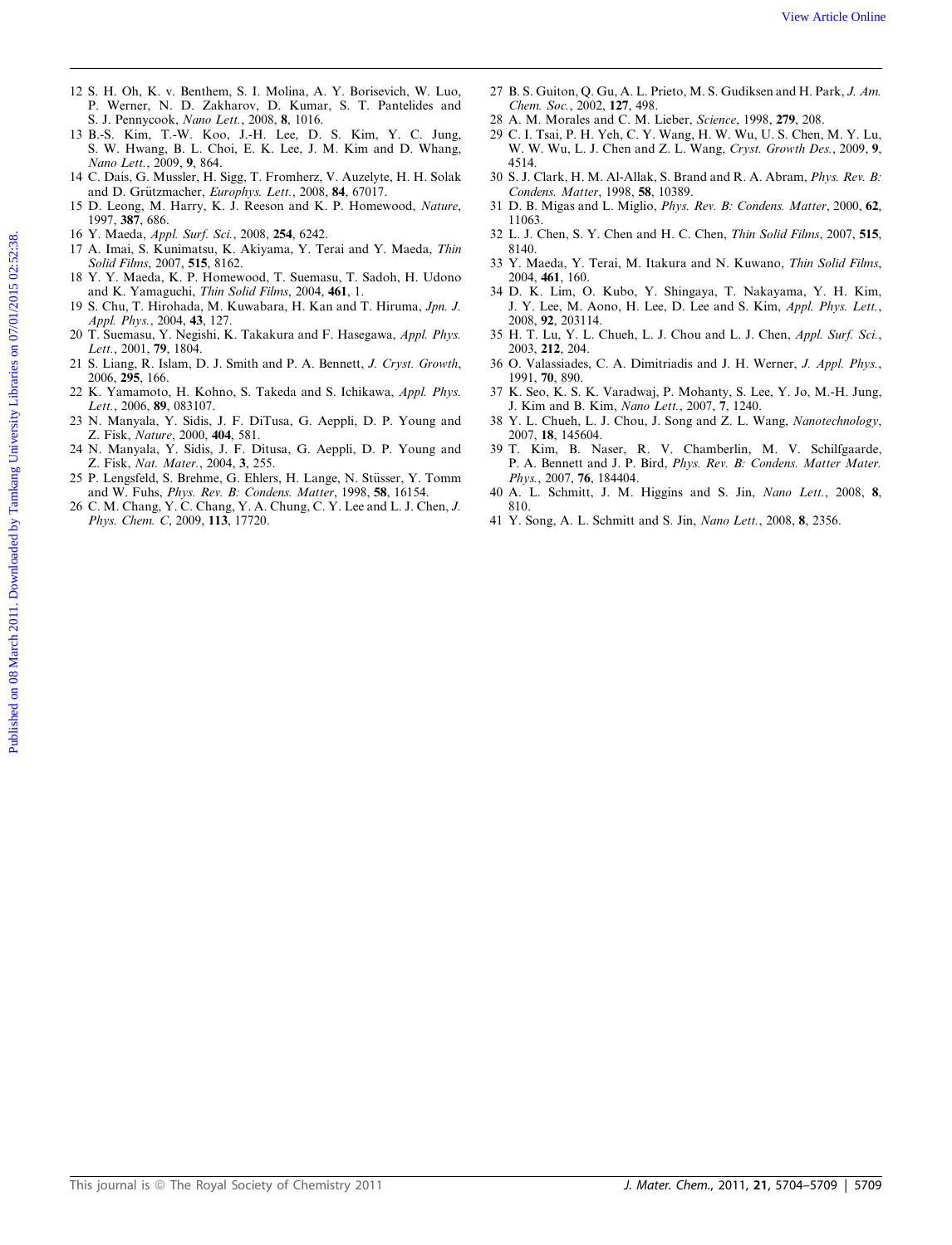12 S. H. Oh, K. v. Benthem, S. I. Molina, A. Y. Borisevich, W. Luo, P. Werner, N. D. Zakharov, D. Kumar, S. T. Pantelides and S. J. Pennycook, *Nano Lett.*, 2008, **8**, 1016.

13 B.-S. Kim, T.-W. Koo, J.-H. Lee, D. S. Kim, Y. C. Jung, S. W. Hwang, B. L. Choi, E. K. Lee, J. M. Kim and D. Whang, *Nano Lett.*, 2009, **9**, 864.

14 C. Dais, G. Mussler, H. Sigg, T. Fromherz, V. Auzelyte, H. H. Solak and D. Grützmacher, *Europhys. Lett.*, 2008, **84**, 67017.

15 D. Leong, M. Harry, K. J. Reeson and K. P. Homewood, *Nature*, 1997, **387**, 686.

16 Y. Maeda, *Appl. Surf. Sci.*, 2008, **254**, 6242.

17 A. Imai, S. Kunimatsu, K. Akiyama, Y. Terai and Y. Maeda, *Thin Solid Films*, 2007, **515**, 8162.

18 Y. Y. Maeda, K. P. Homewood, T. Suemasu, T. Sadoh, H. Udono and K. Yamaguchi, *Thin Solid Films*, 2004, **461**, 1.

19 S. Chu, T. Hirohada, M. Kuwabara, H. Kan and T. Hiruma, *Jpn. J. Appl. Phys.*, 2004, **43**, 127.

20 T. Suemasu, Y. Negishi, K. Takakura and F. Hasegawa, *Appl. Phys. Lett.*, 2001, **79**, 1804.

21 S. Liang, R. Islam, D. J. Smith and P. A. Bennett, *J. Cryst. Growth*, 2006, **295**, 166.

22 K. Yamamoto, H. Kohno, S. Takeda and S. Ichikawa, *Appl. Phys. Lett.*, 2006, **89**, 083107.

23 N. Manyala, Y. Sidis, J. F. DiTusa, G. Aeppli, D. P. Young and Z. Fisk, *Nature*, 2000, **404**, 581.

24 N. Manyala, Y. Sidis, J. F. Ditusa, G. Aeppli, D. P. Young and Z. Fisk, *Nat. Mater.*, 2004, **3**, 255.

25 P. Lengsfeld, S. Brehme, G. Ehlers, H. Lange, N. Stüsser, Y. Tomm and W. Fuhs, *Phys. Rev. B: Condens. Matter*, 1998, **58**, 16154.

26 C. M. Chang, Y. C. Chang, Y. A. Chung, C. Y. Lee and L. J. Chen, *J. Phys. Chem. C*, 2009, **113**, 17720.

27 B. S. Guiton, Q. Gu, A. L. Prieto, M. S. Gudiksen and H. Park, *J. Am. Chem. Soc.*, 2002, **127**, 498.

28 A. M. Morales and C. M. Lieber, *Science*, 1998, **279**, 208.

29 C. I. Tsai, P. H. Yeh, C. Y. Wang, H. W. Wu, U. S. Chen, M. Y. Lu, W. W. Wu, L. J. Chen and Z. L. Wang, *Cryst. Growth Des.*, 2009, **9**, 4514.

30 S. J. Clark, H. M. Al-Allak, S. Brand and R. A. Abram, *Phys. Rev. B: Condens. Matter*, 1998, **58**, 10389.

31 D. B. Migas and L. Miglio, *Phys. Rev. B: Condens. Matter*, 2000, **62**, 11063.

32 L. J. Chen, S. Y. Chen and H. C. Chen, *Thin Solid Films*, 2007, **515**, 8140.

33 Y. Maeda, Y. Terai, M. Itakura and N. Kuwano, *Thin Solid Films*, 2004, **461**, 160.

34 D. K. Lim, O. Kubo, Y. Shingaya, T. Nakayama, Y. H. Kim, J. Y. Lee, M. Aono, H. Lee, D. Lee and S. Kim, *Appl. Phys. Lett.*, 2008, **92**, 203114.

35 H. T. Lu, Y. L. Chueh, L. J. Chou and L. J. Chen, *Appl. Surf. Sci.*, 2003, **212**, 204.

36 O. Valassiades, C. A. Dimitriadis and J. H. Werner, *J. Appl. Phys.*, 1991, **70**, 890.

37 K. Seo, K. S. K. Varadwaj, P. Mohanty, S. Lee, Y. Jo, M.-H. Jung, J. Kim and B. Kim, *Nano Lett.*, 2007, **7**, 1240.

38 Y. L. Chueh, L. J. Chou, J. Song and Z. L. Wang, *Nanotechnology*, 2007, **18**, 145604.

39 T. Kim, B. Naser, R. V. Chamberlin, M. V. Schilfgaarde, P. A. Bennett and J. P. Bird, *Phys. Rev. B: Condens. Matter Mater. Phys.*, 2007, **76**, 184404.

40 A. L. Schmitt, J. M. Higgins and S. Jin, *Nano Lett.*, 2008, **8**, 810.

41 Y. Song, A. L. Schmitt and S. Jin, *Nano Lett.*, 2008, **8**, 2356.